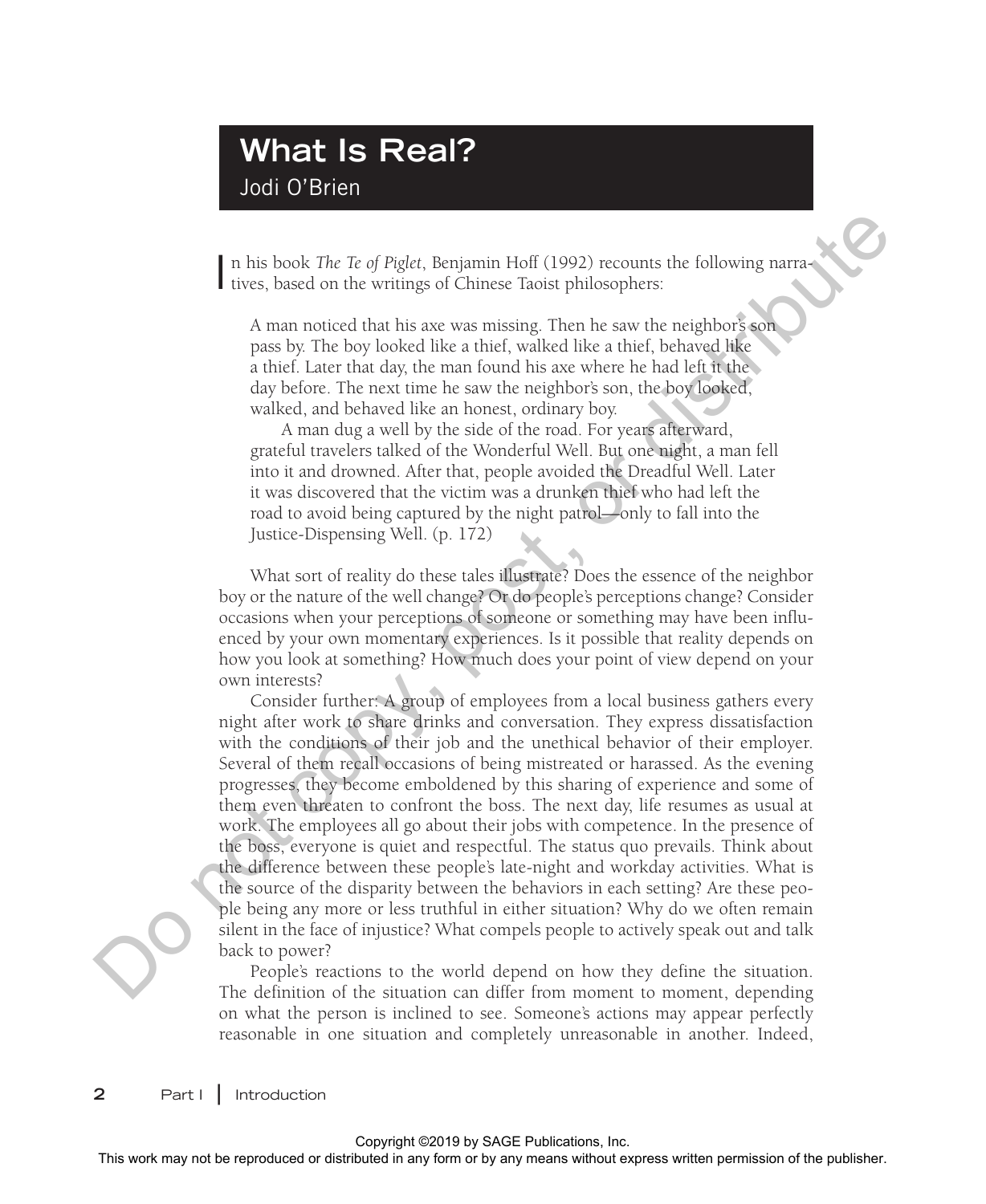# What Is Real?

Jodi O'Brien

In his book *The Te of Piglet*, Benjamin Hoff (1992) recounts the following narratives, based on the writings of Chinese Taoist philosophers:

> A man noticed that his axe was missing. Then he saw the neighbor's son pass by. The boy looked like a thief, walked like a thief, behaved like a thief. Later that day, the man found his axe where he had left it the day before. The next time he saw the neighbor's son, the boy looked, walked, and behaved like an honest, ordinary boy.
>
> A man dug a well by the side of the road. For years afterward, grateful travelers talked of the Wonderful Well. But one night, a man fell into it and drowned. After that, people avoided the Dreadful Well. Later it was discovered that the victim was a drunken thief who had left the road to avoid being captured by the night patrol—only to fall into the Justice-Dispensing Well. (p. 172)

What sort of reality do these tales illustrate? Does the essence of the neighbor boy or the nature of the well change? Or do people's perceptions change? Consider occasions when your perceptions of someone or something may have been influenced by your own momentary experiences. Is it possible that reality depends on how you look at something? How much does your point of view depend on your own interests?

Consider further: A group of employees from a local business gathers every night after work to share drinks and conversation. They express dissatisfaction with the conditions of their job and the unethical behavior of their employer. Several of them recall occasions of being mistreated or harassed. As the evening progresses, they become emboldened by this sharing of experience and some of them even threaten to confront the boss. The next day, life resumes as usual at work. The employees all go about their jobs with competence. In the presence of the boss, everyone is quiet and respectful. The status quo prevails. Think about the difference between these people's late-night and workday activities. What is the source of the disparity between the behaviors in each setting? Are these people being any more or less truthful in either situation? Why do we often remain silent in the face of injustice? What compels people to actively speak out and talk back to power?

People's reactions to the world depend on how they define the situation. The definition of the situation can differ from moment to moment, depending on what the person is inclined to see. Someone's actions may appear perfectly reasonable in one situation and completely unreasonable in another. Indeed,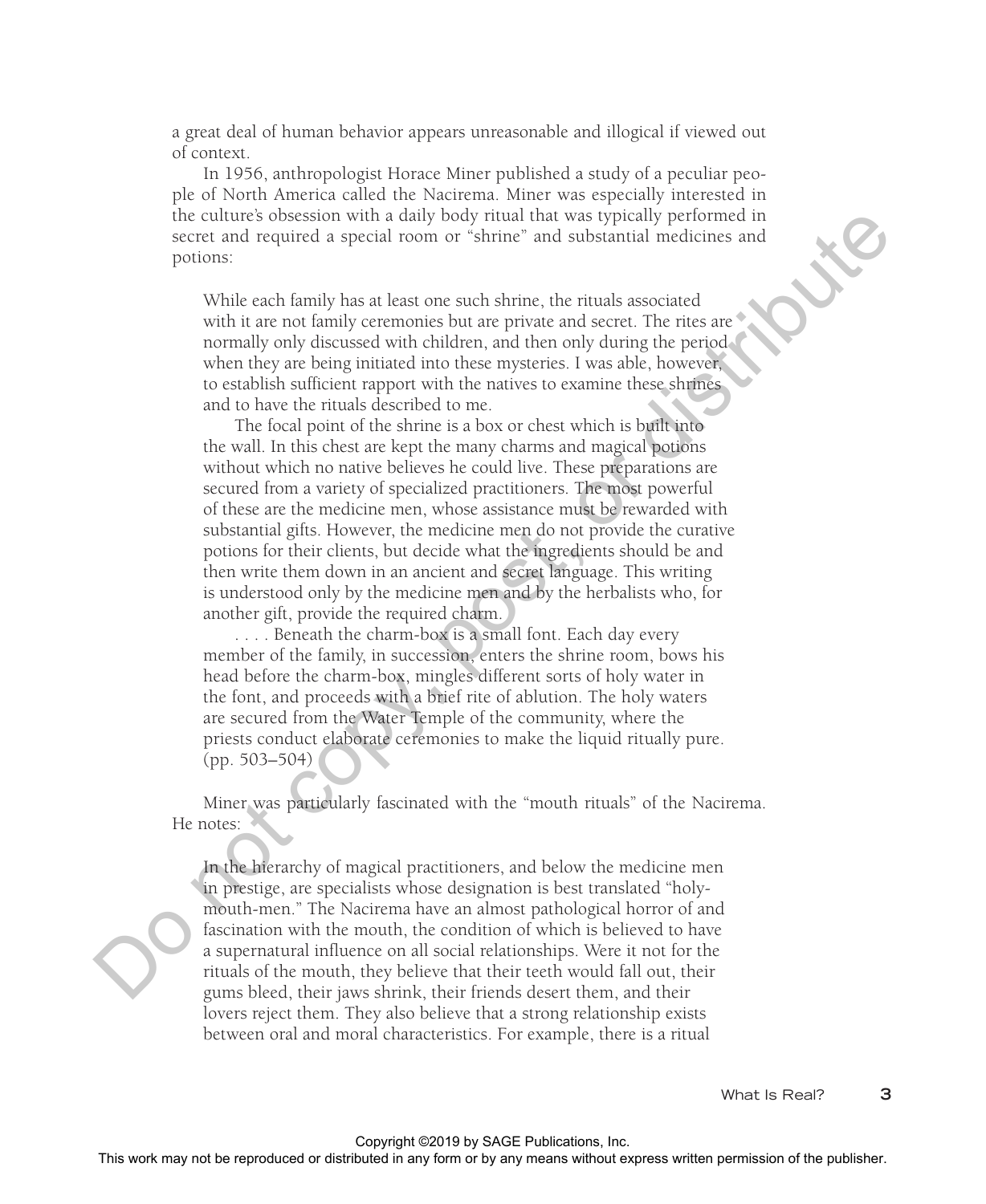a great deal of human behavior appears unreasonable and illogical if viewed out of context.

In 1956, anthropologist Horace Miner published a study of a peculiar people of North America called the Nacirema. Miner was especially interested in the culture's obsession with a daily body ritual that was typically performed in secret and required a special room or "shrine" and substantial medicines and potions:

> While each family has at least one such shrine, the rituals associated with it are not family ceremonies but are private and secret. The rites are normally only discussed with children, and then only during the period when they are being initiated into these mysteries. I was able, however, to establish sufficient rapport with the natives to examine these shrines and to have the rituals described to me.
>
> The focal point of the shrine is a box or chest which is built into the wall. In this chest are kept the many charms and magical potions without which no native believes he could live. These preparations are secured from a variety of specialized practitioners. The most powerful of these are the medicine men, whose assistance must be rewarded with substantial gifts. However, the medicine men do not provide the curative potions for their clients, but decide what the ingredients should be and then write them down in an ancient and secret language. This writing is understood only by the medicine men and by the herbalists who, for another gift, provide the required charm.
>
> . . . . Beneath the charm-box is a small font. Each day every member of the family, in succession, enters the shrine room, bows his head before the charm-box, mingles different sorts of holy water in the font, and proceeds with a brief rite of ablution. The holy waters are secured from the Water Temple of the community, where the priests conduct elaborate ceremonies to make the liquid ritually pure. (pp. 503–504)

Miner was particularly fascinated with the "mouth rituals" of the Nacirema. He notes:

> In the hierarchy of magical practitioners, and below the medicine men in prestige, are specialists whose designation is best translated "holy-mouth-men." The Nacirema have an almost pathological horror of and fascination with the mouth, the condition of which is believed to have a supernatural influence on all social relationships. Were it not for the rituals of the mouth, they believe that their teeth would fall out, their gums bleed, their jaws shrink, their friends desert them, and their lovers reject them. They also believe that a strong relationship exists between oral and moral characteristics. For example, there is a ritual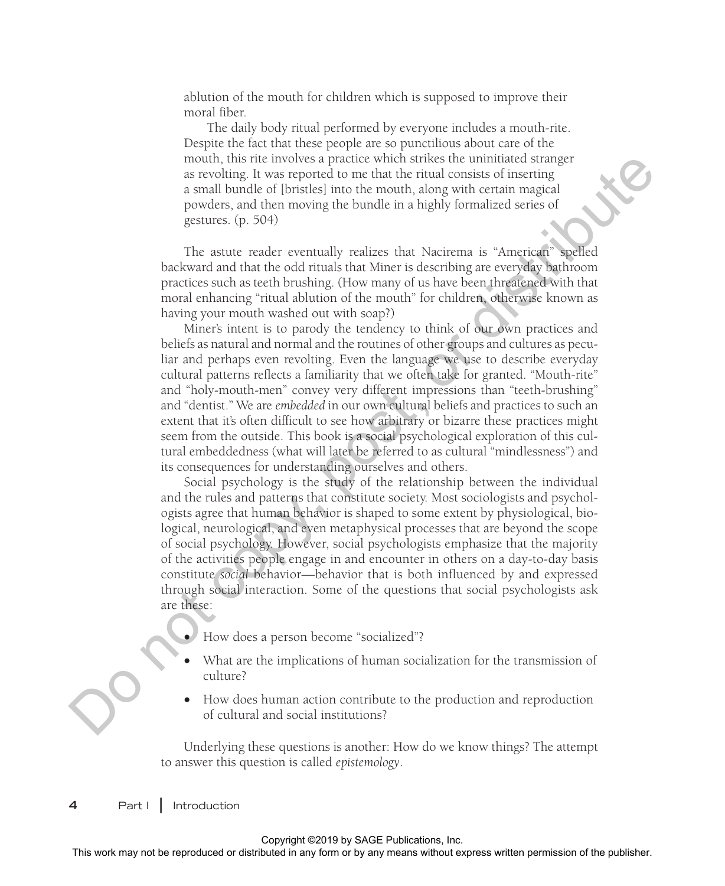ablution of the mouth for children which is supposed to improve their moral fiber.

The daily body ritual performed by everyone includes a mouth-rite. Despite the fact that these people are so punctilious about care of the mouth, this rite involves a practice which strikes the uninitiated stranger as revolting. It was reported to me that the ritual consists of inserting a small bundle of [bristles] into the mouth, along with certain magical powders, and then moving the bundle in a highly formalized series of gestures. (p. 504)

The astute reader eventually realizes that Nacirema is "American" spelled backward and that the odd rituals that Miner is describing are everyday bathroom practices such as teeth brushing. (How many of us have been threatened with that moral enhancing "ritual ablution of the mouth" for children, otherwise known as having your mouth washed out with soap?)

Miner's intent is to parody the tendency to think of our own practices and beliefs as natural and normal and the routines of other groups and cultures as peculiar and perhaps even revolting. Even the language we use to describe everyday cultural patterns reflects a familiarity that we often take for granted. "Mouth-rite" and "holy-mouth-men" convey very different impressions than "teeth-brushing" and "dentist." We are *embedded* in our own cultural beliefs and practices to such an extent that it's often difficult to see how arbitrary or bizarre these practices might seem from the outside. This book is a social psychological exploration of this cultural embeddedness (what will later be referred to as cultural "mindlessness") and its consequences for understanding ourselves and others.

Social psychology is the study of the relationship between the individual and the rules and patterns that constitute society. Most sociologists and psychologists agree that human behavior is shaped to some extent by physiological, biological, neurological, and even metaphysical processes that are beyond the scope of social psychology. However, social psychologists emphasize that the majority of the activities people engage in and encounter in others on a day-to-day basis constitute *social* behavior—behavior that is both influenced by and expressed through social interaction. Some of the questions that social psychologists ask are these:

- How does a person become "socialized"?
- What are the implications of human socialization for the transmission of culture?
- How does human action contribute to the production and reproduction of cultural and social institutions?

Underlying these questions is another: How do we know things? The attempt to answer this question is called *epistemology*.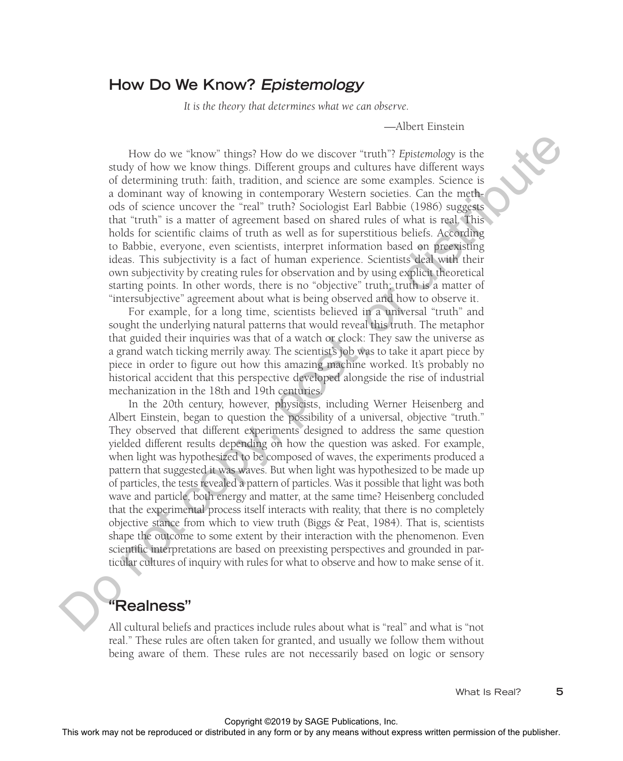## How Do We Know? *Epistemology*

*It is the theory that determines what we can observe.*

—Albert Einstein

How do we "know" things? How do we discover "truth"? *Epistemology* is the study of how we know things. Different groups and cultures have different ways of determining truth: faith, tradition, and science are some examples. Science is a dominant way of knowing in contemporary Western societies. Can the methods of science uncover the "real" truth? Sociologist Earl Babbie (1986) suggests that "truth" is a matter of agreement based on shared rules of what is real. This holds for scientific claims of truth as well as for superstitious beliefs. According to Babbie, everyone, even scientists, interpret information based on preexisting ideas. This subjectivity is a fact of human experience. Scientists deal with their own subjectivity by creating rules for observation and by using explicit theoretical starting points. In other words, there is no "objective" truth; truth is a matter of "intersubjective" agreement about what is being observed and how to observe it.

For example, for a long time, scientists believed in a universal "truth" and sought the underlying natural patterns that would reveal this truth. The metaphor that guided their inquiries was that of a watch or clock: They saw the universe as a grand watch ticking merrily away. The scientist's job was to take it apart piece by piece in order to figure out how this amazing machine worked. It's probably no historical accident that this perspective developed alongside the rise of industrial mechanization in the 18th and 19th centuries.

In the 20th century, however, physicists, including Werner Heisenberg and Albert Einstein, began to question the possibility of a universal, objective "truth." They observed that different experiments designed to address the same question yielded different results depending on how the question was asked. For example, when light was hypothesized to be composed of waves, the experiments produced a pattern that suggested it was waves. But when light was hypothesized to be made up of particles, the tests revealed a pattern of particles. Was it possible that light was both wave and particle, both energy and matter, at the same time? Heisenberg concluded that the experimental process itself interacts with reality, that there is no completely objective stance from which to view truth (Biggs & Peat, 1984). That is, scientists shape the outcome to some extent by their interaction with the phenomenon. Even scientific interpretations are based on preexisting perspectives and grounded in particular cultures of inquiry with rules for what to observe and how to make sense of it.

## "Realness"

All cultural beliefs and practices include rules about what is "real" and what is "not real." These rules are often taken for granted, and usually we follow them without being aware of them. These rules are not necessarily based on logic or sensory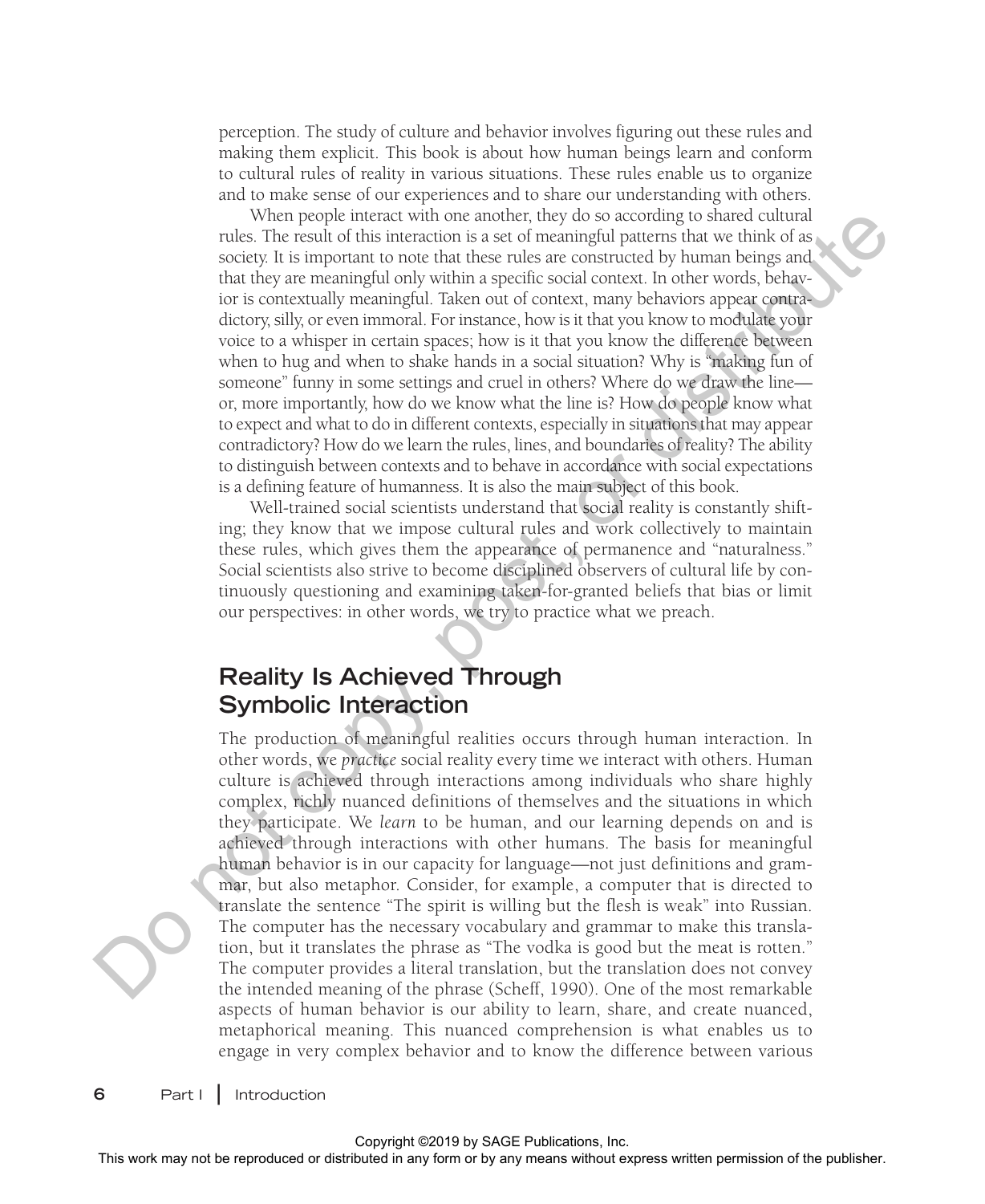perception. The study of culture and behavior involves figuring out these rules and making them explicit. This book is about how human beings learn and conform to cultural rules of reality in various situations. These rules enable us to organize and to make sense of our experiences and to share our understanding with others.

When people interact with one another, they do so according to shared cultural rules. The result of this interaction is a set of meaningful patterns that we think of as society. It is important to note that these rules are constructed by human beings and that they are meaningful only within a specific social context. In other words, behavior is contextually meaningful. Taken out of context, many behaviors appear contradictory, silly, or even immoral. For instance, how is it that you know to modulate your voice to a whisper in certain spaces; how is it that you know the difference between when to hug and when to shake hands in a social situation? Why is "making fun of someone" funny in some settings and cruel in others? Where do we draw the line—or, more importantly, how do we know what the line is? How do people know what to expect and what to do in different contexts, especially in situations that may appear contradictory? How do we learn the rules, lines, and boundaries of reality? The ability to distinguish between contexts and to behave in accordance with social expectations is a defining feature of humanness. It is also the main subject of this book.

Well-trained social scientists understand that social reality is constantly shifting; they know that we impose cultural rules and work collectively to maintain these rules, which gives them the appearance of permanence and "naturalness." Social scientists also strive to become disciplined observers of cultural life by continuously questioning and examining taken-for-granted beliefs that bias or limit our perspectives: in other words, we try to practice what we preach.

## Reality Is Achieved Through Symbolic Interaction

The production of meaningful realities occurs through human interaction. In other words, we *practice* social reality every time we interact with others. Human culture is achieved through interactions among individuals who share highly complex, richly nuanced definitions of themselves and the situations in which they participate. We *learn* to be human, and our learning depends on and is achieved through interactions with other humans. The basis for meaningful human behavior is in our capacity for language—not just definitions and grammar, but also metaphor. Consider, for example, a computer that is directed to translate the sentence "The spirit is willing but the flesh is weak" into Russian. The computer has the necessary vocabulary and grammar to make this translation, but it translates the phrase as "The vodka is good but the meat is rotten." The computer provides a literal translation, but the translation does not convey the intended meaning of the phrase (Scheff, 1990). One of the most remarkable aspects of human behavior is our ability to learn, share, and create nuanced, metaphorical meaning. This nuanced comprehension is what enables us to engage in very complex behavior and to know the difference between various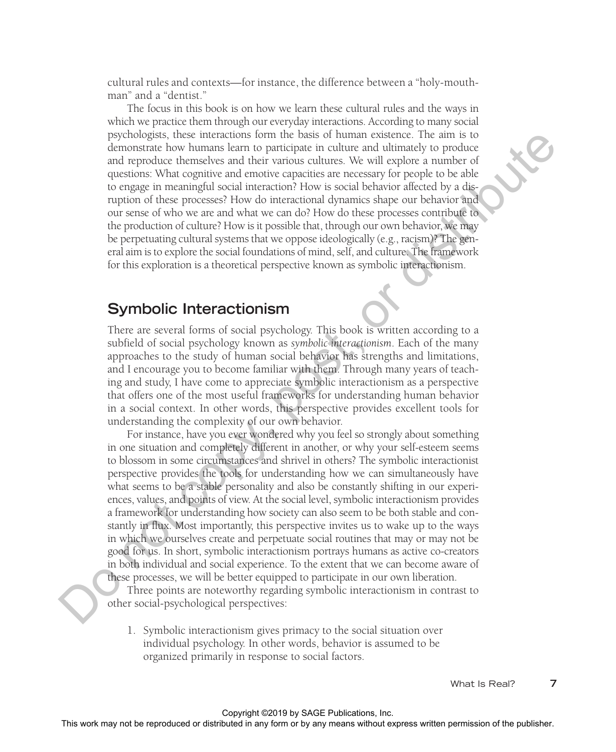cultural rules and contexts—for instance, the difference between a "holy-mouth-man" and a "dentist."

The focus in this book is on how we learn these cultural rules and the ways in which we practice them through our everyday interactions. According to many social psychologists, these interactions form the basis of human existence. The aim is to demonstrate how humans learn to participate in culture and ultimately to produce and reproduce themselves and their various cultures. We will explore a number of questions: What cognitive and emotive capacities are necessary for people to be able to engage in meaningful social interaction? How is social behavior affected by a disruption of these processes? How do interactional dynamics shape our behavior and our sense of who we are and what we can do? How do these processes contribute to the production of culture? How is it possible that, through our own behavior, we may be perpetuating cultural systems that we oppose ideologically (e.g., racism)? The general aim is to explore the social foundations of mind, self, and culture. The framework for this exploration is a theoretical perspective known as symbolic interactionism.

## Symbolic Interactionism

There are several forms of social psychology. This book is written according to a subfield of social psychology known as *symbolic interactionism*. Each of the many approaches to the study of human social behavior has strengths and limitations, and I encourage you to become familiar with them. Through many years of teaching and study, I have come to appreciate symbolic interactionism as a perspective that offers one of the most useful frameworks for understanding human behavior in a social context. In other words, this perspective provides excellent tools for understanding the complexity of our own behavior.

For instance, have you ever wondered why you feel so strongly about something in one situation and completely different in another, or why your self-esteem seems to blossom in some circumstances and shrivel in others? The symbolic interactionist perspective provides the tools for understanding how we can simultaneously have what seems to be a stable personality and also be constantly shifting in our experiences, values, and points of view. At the social level, symbolic interactionism provides a framework for understanding how society can also seem to be both stable and constantly in flux. Most importantly, this perspective invites us to wake up to the ways in which we ourselves create and perpetuate social routines that may or may not be good for us. In short, symbolic interactionism portrays humans as active co-creators in both individual and social experience. To the extent that we can become aware of these processes, we will be better equipped to participate in our own liberation.

Three points are noteworthy regarding symbolic interactionism in contrast to other social-psychological perspectives:

1. Symbolic interactionism gives primacy to the social situation over individual psychology. In other words, behavior is assumed to be organized primarily in response to social factors.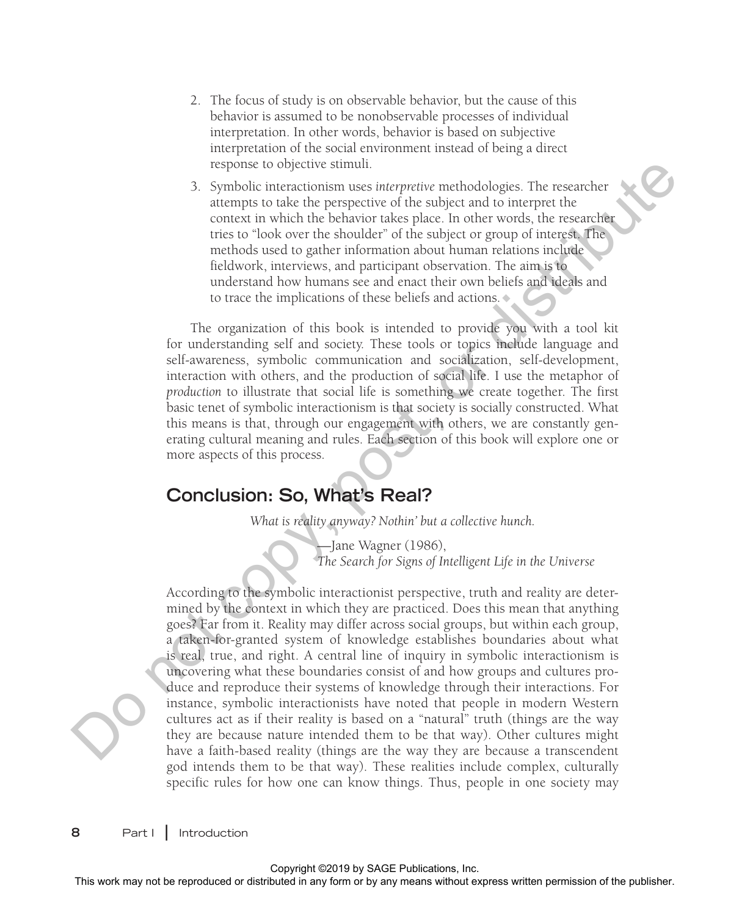2. The focus of study is on observable behavior, but the cause of this behavior is assumed to be nonobservable processes of individual interpretation. In other words, behavior is based on subjective interpretation of the social environment instead of being a direct response to objective stimuli.
3. Symbolic interactionism uses *interpretive* methodologies. The researcher attempts to take the perspective of the subject and to interpret the context in which the behavior takes place. In other words, the researcher tries to "look over the shoulder" of the subject or group of interest. The methods used to gather information about human relations include fieldwork, interviews, and participant observation. The aim is to understand how humans see and enact their own beliefs and ideals and to trace the implications of these beliefs and actions.

The organization of this book is intended to provide you with a tool kit for understanding self and society. These tools or topics include language and self-awareness, symbolic communication and socialization, self-development, interaction with others, and the production of social life. I use the metaphor of *production* to illustrate that social life is something we create together. The first basic tenet of symbolic interactionism is that society is socially constructed. What this means is that, through our engagement with others, we are constantly generating cultural meaning and rules. Each section of this book will explore one or more aspects of this process.

## Conclusion: So, What's Real?

*What is reality anyway? Nothin' but a collective hunch.*

—Jane Wagner (1986), *The Search for Signs of Intelligent Life in the Universe*

According to the symbolic interactionist perspective, truth and reality are determined by the context in which they are practiced. Does this mean that anything goes? Far from it. Reality may differ across social groups, but within each group, a taken-for-granted system of knowledge establishes boundaries about what is real, true, and right. A central line of inquiry in symbolic interactionism is uncovering what these boundaries consist of and how groups and cultures produce and reproduce their systems of knowledge through their interactions. For instance, symbolic interactionists have noted that people in modern Western cultures act as if their reality is based on a "natural" truth (things are the way they are because nature intended them to be that way). Other cultures might have a faith-based reality (things are the way they are because a transcendent god intends them to be that way). These realities include complex, culturally specific rules for how one can know things. Thus, people in one society may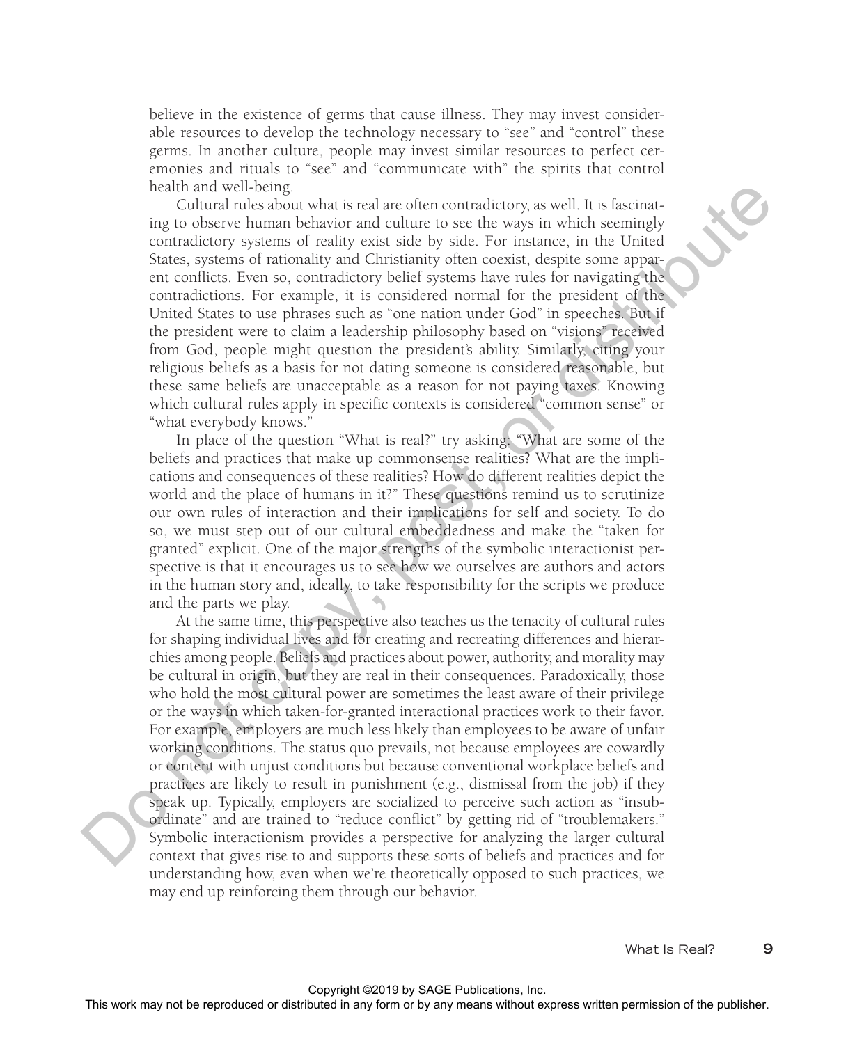believe in the existence of germs that cause illness. They may invest considerable resources to develop the technology necessary to "see" and "control" these germs. In another culture, people may invest similar resources to perfect ceremonies and rituals to "see" and "communicate with" the spirits that control health and well-being.

Cultural rules about what is real are often contradictory, as well. It is fascinating to observe human behavior and culture to see the ways in which seemingly contradictory systems of reality exist side by side. For instance, in the United States, systems of rationality and Christianity often coexist, despite some apparent conflicts. Even so, contradictory belief systems have rules for navigating the contradictions. For example, it is considered normal for the president of the United States to use phrases such as "one nation under God" in speeches. But if the president were to claim a leadership philosophy based on "visions" received from God, people might question the president's ability. Similarly, citing your religious beliefs as a basis for not dating someone is considered reasonable, but these same beliefs are unacceptable as a reason for not paying taxes. Knowing which cultural rules apply in specific contexts is considered "common sense" or "what everybody knows."

In place of the question "What is real?" try asking: "What are some of the beliefs and practices that make up commonsense realities? What are the implications and consequences of these realities? How do different realities depict the world and the place of humans in it?" These questions remind us to scrutinize our own rules of interaction and their implications for self and society. To do so, we must step out of our cultural embeddedness and make the "taken for granted" explicit. One of the major strengths of the symbolic interactionist perspective is that it encourages us to see how we ourselves are authors and actors in the human story and, ideally, to take responsibility for the scripts we produce and the parts we play.

At the same time, this perspective also teaches us the tenacity of cultural rules for shaping individual lives and for creating and recreating differences and hierarchies among people. Beliefs and practices about power, authority, and morality may be cultural in origin, but they are real in their consequences. Paradoxically, those who hold the most cultural power are sometimes the least aware of their privilege or the ways in which taken-for-granted interactional practices work to their favor. For example, employers are much less likely than employees to be aware of unfair working conditions. The status quo prevails, not because employees are cowardly or content with unjust conditions but because conventional workplace beliefs and practices are likely to result in punishment (e.g., dismissal from the job) if they speak up. Typically, employers are socialized to perceive such action as "insubordinate" and are trained to "reduce conflict" by getting rid of "troublemakers." Symbolic interactionism provides a perspective for analyzing the larger cultural context that gives rise to and supports these sorts of beliefs and practices and for understanding how, even when we're theoretically opposed to such practices, we may end up reinforcing them through our behavior.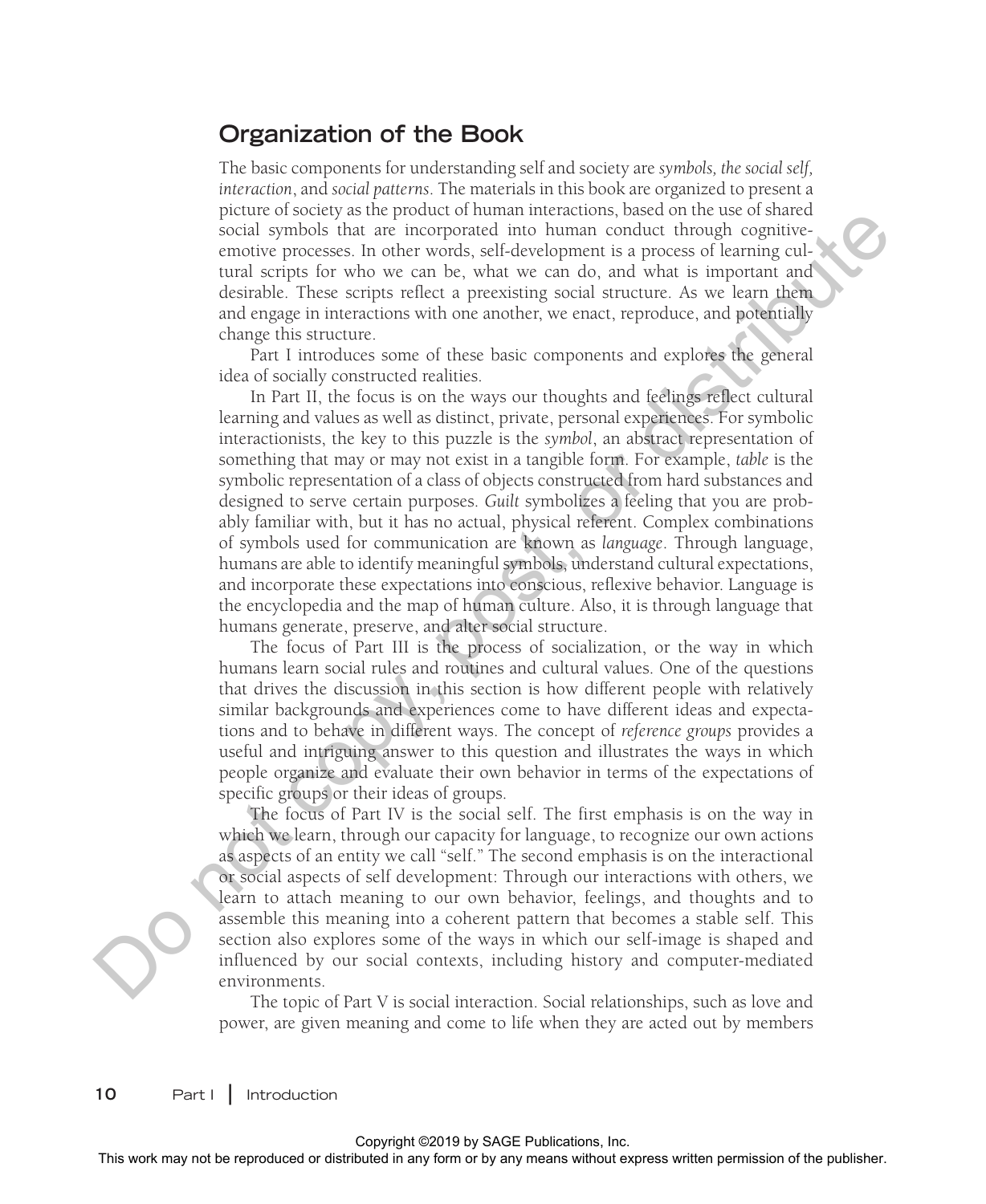## Organization of the Book

The basic components for understanding self and society are *symbols, the social self, interaction*, and *social patterns*. The materials in this book are organized to present a picture of society as the product of human interactions, based on the use of shared social symbols that are incorporated into human conduct through cognitive-emotive processes. In other words, self-development is a process of learning cultural scripts for who we can be, what we can do, and what is important and desirable. These scripts reflect a preexisting social structure. As we learn them and engage in interactions with one another, we enact, reproduce, and potentially change this structure.

Part I introduces some of these basic components and explores the general idea of socially constructed realities.

In Part II, the focus is on the ways our thoughts and feelings reflect cultural learning and values as well as distinct, private, personal experiences. For symbolic interactionists, the key to this puzzle is the *symbol*, an abstract representation of something that may or may not exist in a tangible form. For example, *table* is the symbolic representation of a class of objects constructed from hard substances and designed to serve certain purposes. *Guilt* symbolizes a feeling that you are probably familiar with, but it has no actual, physical referent. Complex combinations of symbols used for communication are known as *language*. Through language, humans are able to identify meaningful symbols, understand cultural expectations, and incorporate these expectations into conscious, reflexive behavior. Language is the encyclopedia and the map of human culture. Also, it is through language that humans generate, preserve, and alter social structure.

The focus of Part III is the process of socialization, or the way in which humans learn social rules and routines and cultural values. One of the questions that drives the discussion in this section is how different people with relatively similar backgrounds and experiences come to have different ideas and expectations and to behave in different ways. The concept of *reference groups* provides a useful and intriguing answer to this question and illustrates the ways in which people organize and evaluate their own behavior in terms of the expectations of specific groups or their ideas of groups.

The focus of Part IV is the social self. The first emphasis is on the way in which we learn, through our capacity for language, to recognize our own actions as aspects of an entity we call "self." The second emphasis is on the interactional or social aspects of self development: Through our interactions with others, we learn to attach meaning to our own behavior, feelings, and thoughts and to assemble this meaning into a coherent pattern that becomes a stable self. This section also explores some of the ways in which our self-image is shaped and influenced by our social contexts, including history and computer-mediated environments.

The topic of Part V is social interaction. Social relationships, such as love and power, are given meaning and come to life when they are acted out by members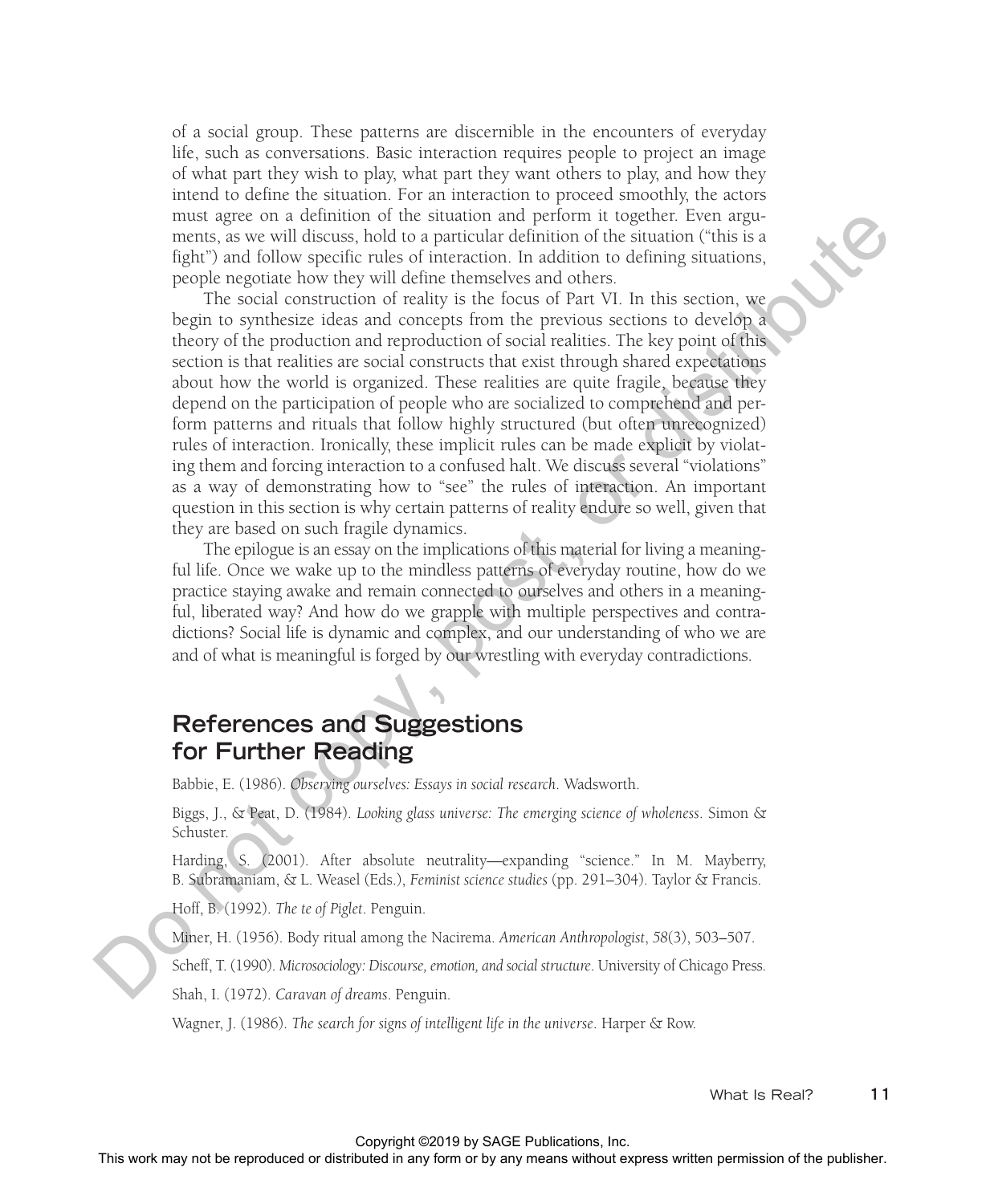of a social group. These patterns are discernible in the encounters of everyday life, such as conversations. Basic interaction requires people to project an image of what part they wish to play, what part they want others to play, and how they intend to define the situation. For an interaction to proceed smoothly, the actors must agree on a definition of the situation and perform it together. Even arguments, as we will discuss, hold to a particular definition of the situation ("this is a fight") and follow specific rules of interaction. In addition to defining situations, people negotiate how they will define themselves and others.

The social construction of reality is the focus of Part VI. In this section, we begin to synthesize ideas and concepts from the previous sections to develop a theory of the production and reproduction of social realities. The key point of this section is that realities are social constructs that exist through shared expectations about how the world is organized. These realities are quite fragile, because they depend on the participation of people who are socialized to comprehend and perform patterns and rituals that follow highly structured (but often unrecognized) rules of interaction. Ironically, these implicit rules can be made explicit by violating them and forcing interaction to a confused halt. We discuss several "violations" as a way of demonstrating how to "see" the rules of interaction. An important question in this section is why certain patterns of reality endure so well, given that they are based on such fragile dynamics.

The epilogue is an essay on the implications of this material for living a meaningful life. Once we wake up to the mindless patterns of everyday routine, how do we practice staying awake and remain connected to ourselves and others in a meaningful, liberated way? And how do we grapple with multiple perspectives and contradictions? Social life is dynamic and complex, and our understanding of who we are and of what is meaningful is forged by our wrestling with everyday contradictions.

## References and Suggestions for Further Reading

Babbie, E. (1986). *Observing ourselves: Essays in social research*. Wadsworth.

Biggs, J., & Peat, D. (1984). *Looking glass universe: The emerging science of wholeness*. Simon & Schuster.

Harding, S. (2001). After absolute neutrality—expanding "science." In M. Mayberry, B. Subramaniam, & L. Weasel (Eds.), *Feminist science studies* (pp. 291–304). Taylor & Francis.

Hoff, B. (1992). *The te of Piglet*. Penguin.

Miner, H. (1956). Body ritual among the Nacirema. *American Anthropologist*, *58*(3), 503–507.

Scheff, T. (1990). *Microsociology: Discourse, emotion, and social structure*. University of Chicago Press.

Shah, I. (1972). *Caravan of dreams*. Penguin.

Wagner, J. (1986). *The search for signs of intelligent life in the universe*. Harper & Row.